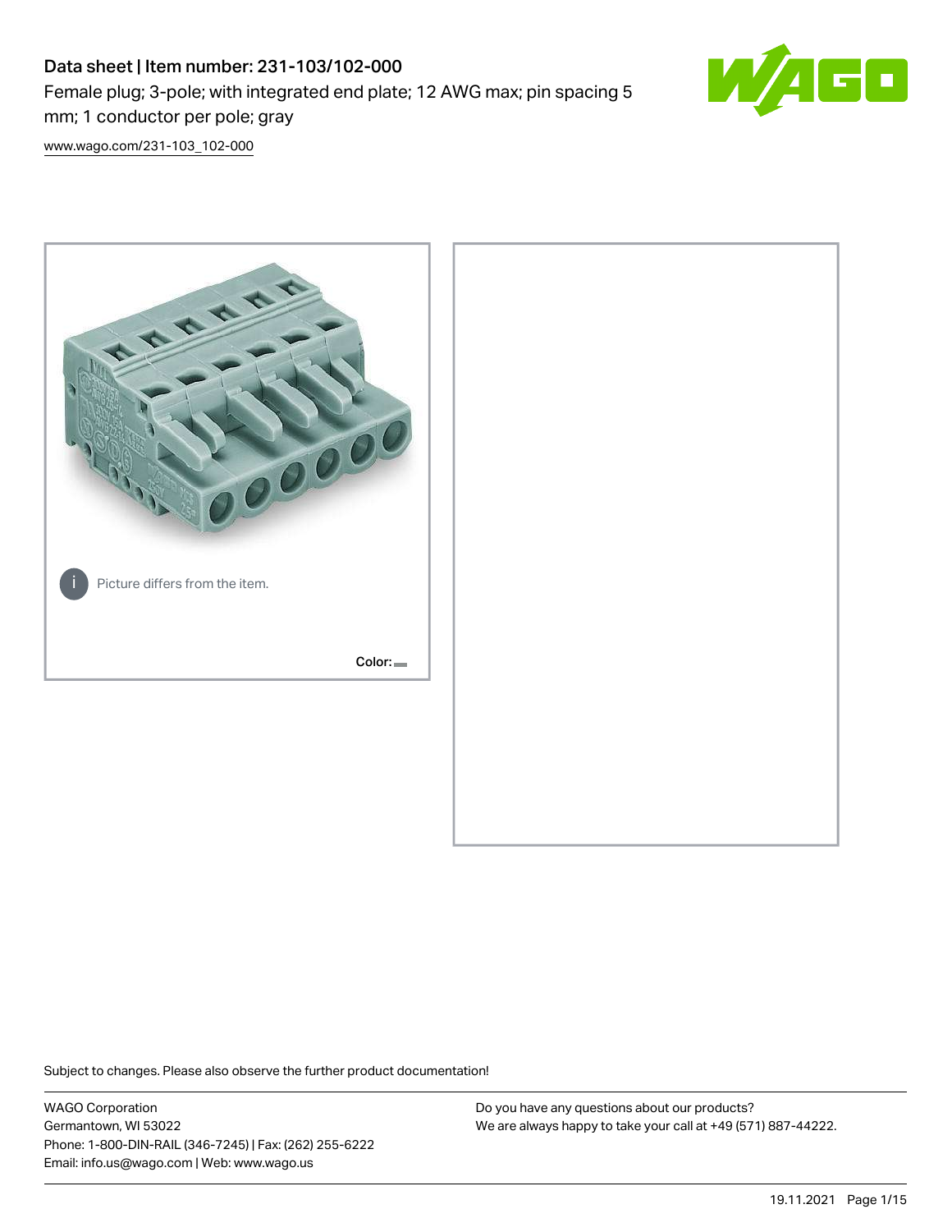# Data sheet | Item number: 231-103/102-000

Female plug; 3-pole; with integrated end plate; 12 AWG max; pin spacing 5 mm; 1 conductor per pole; gray

www.wago.com/231-103_102-000

Picture differs from the item.

Color:

Subject to changes. Please also observe the further product documentation!

WAGO Corporation
Germantown, WI 53022
Phone: 1-800-DIN-RAIL (346-7245) | Fax: (262) 255-6222
Email: info.us@wago.com | Web: www.wago.us

Do you have any questions about our products?
We are always happy to take your call at +49 (571) 887-44222.

19.11.2021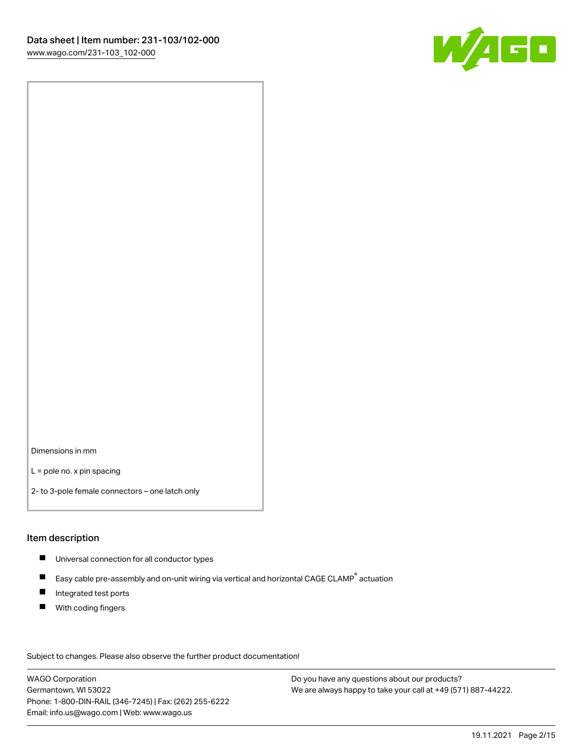Dimensions in mm

L = pole no. x pin spacing

2- to 3-pole female connectors – one latch only

## Item description

- Universal connection for all conductor types
- Easy cable pre-assembly and on-unit wiring via vertical and horizontal CAGE CLAMP® actuation
- Integrated test ports
- With coding fingers

Subject to changes. Please also observe the further product documentation!

WAGO Corporation
Germantown, WI 53022
Phone: 1-800-DIN-RAIL (346-7245) | Fax: (262) 255-6222
Email: info.us@wago.com | Web: www.wago.us

Do you have any questions about our products?
We are always happy to take your call at +49 (571) 887-44222.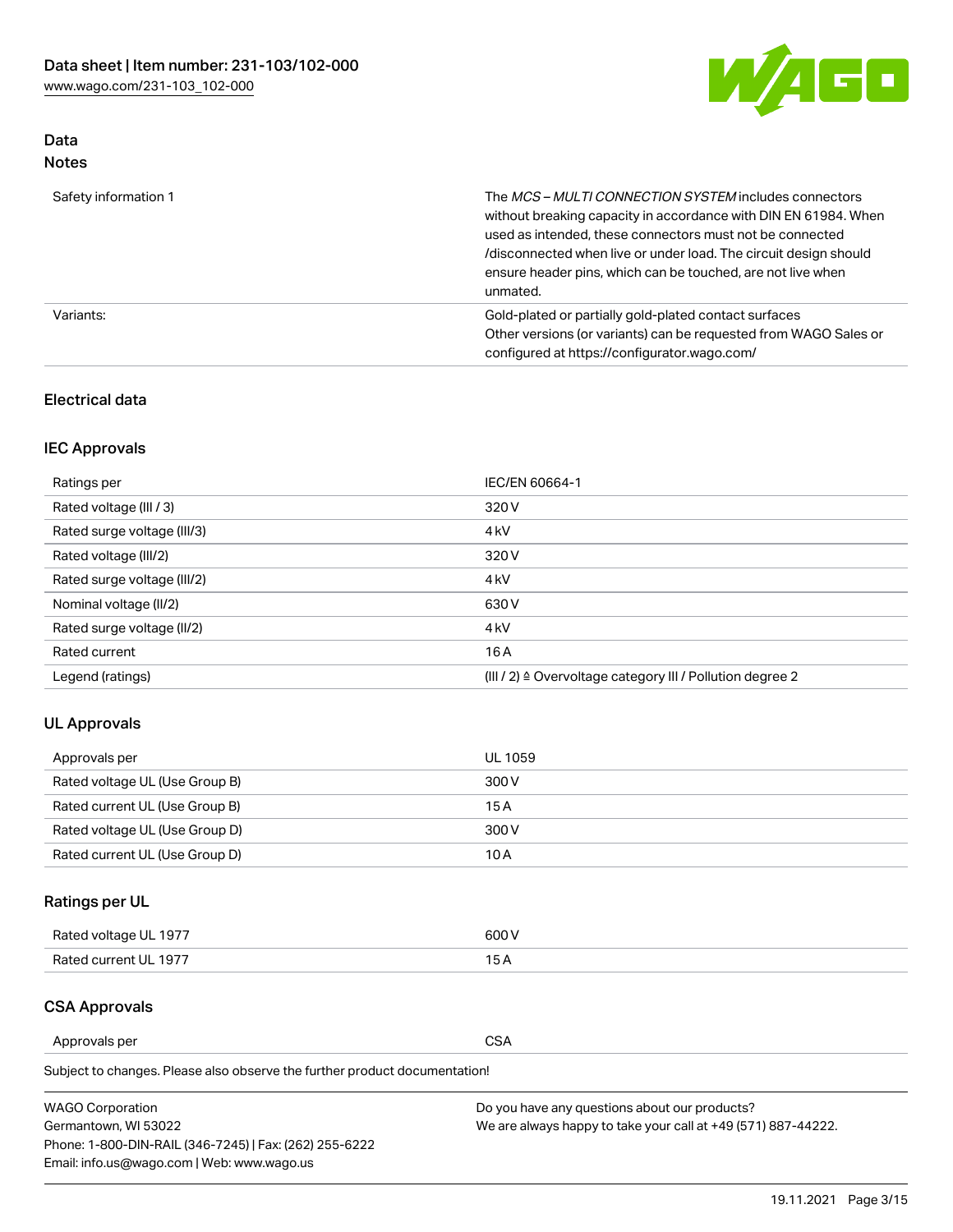## Data
### Notes

| | |
|---|---|
| Safety information 1 | The *MCS – MULTI CONNECTION SYSTEM* includes connectors without breaking capacity in accordance with DIN EN 61984. When used as intended, these connectors must not be connected /disconnected when live or under load. The circuit design should ensure header pins, which can be touched, are not live when unmated. |
| Variants: | Gold-plated or partially gold-plated contact surfaces<br>Other versions (or variants) can be requested from WAGO Sales or configured at https://configurator.wago.com/ |

### Electrical data

### IEC Approvals

| | |
|---|---|
| Ratings per | IEC/EN 60664-1 |
| Rated voltage (III / 3) | 320 V |
| Rated surge voltage (III/3) | 4 kV |
| Rated voltage (III/2) | 320 V |
| Rated surge voltage (III/2) | 4 kV |
| Nominal voltage (II/2) | 630 V |
| Rated surge voltage (II/2) | 4 kV |
| Rated current | 16 A |
| Legend (ratings) | (III / 2) ≙ Overvoltage category III / Pollution degree 2 |

### UL Approvals

| | |
|---|---|
| Approvals per | UL 1059 |
| Rated voltage UL (Use Group B) | 300 V |
| Rated current UL (Use Group B) | 15 A |
| Rated voltage UL (Use Group D) | 300 V |
| Rated current UL (Use Group D) | 10 A |

### Ratings per UL

| | |
|---|---|
| Rated voltage UL 1977 | 600 V |
| Rated current UL 1977 | 15 A |

### CSA Approvals

| | |
|---|---|
| Approvals per | CSA |

Subject to changes. Please also observe the further product documentation!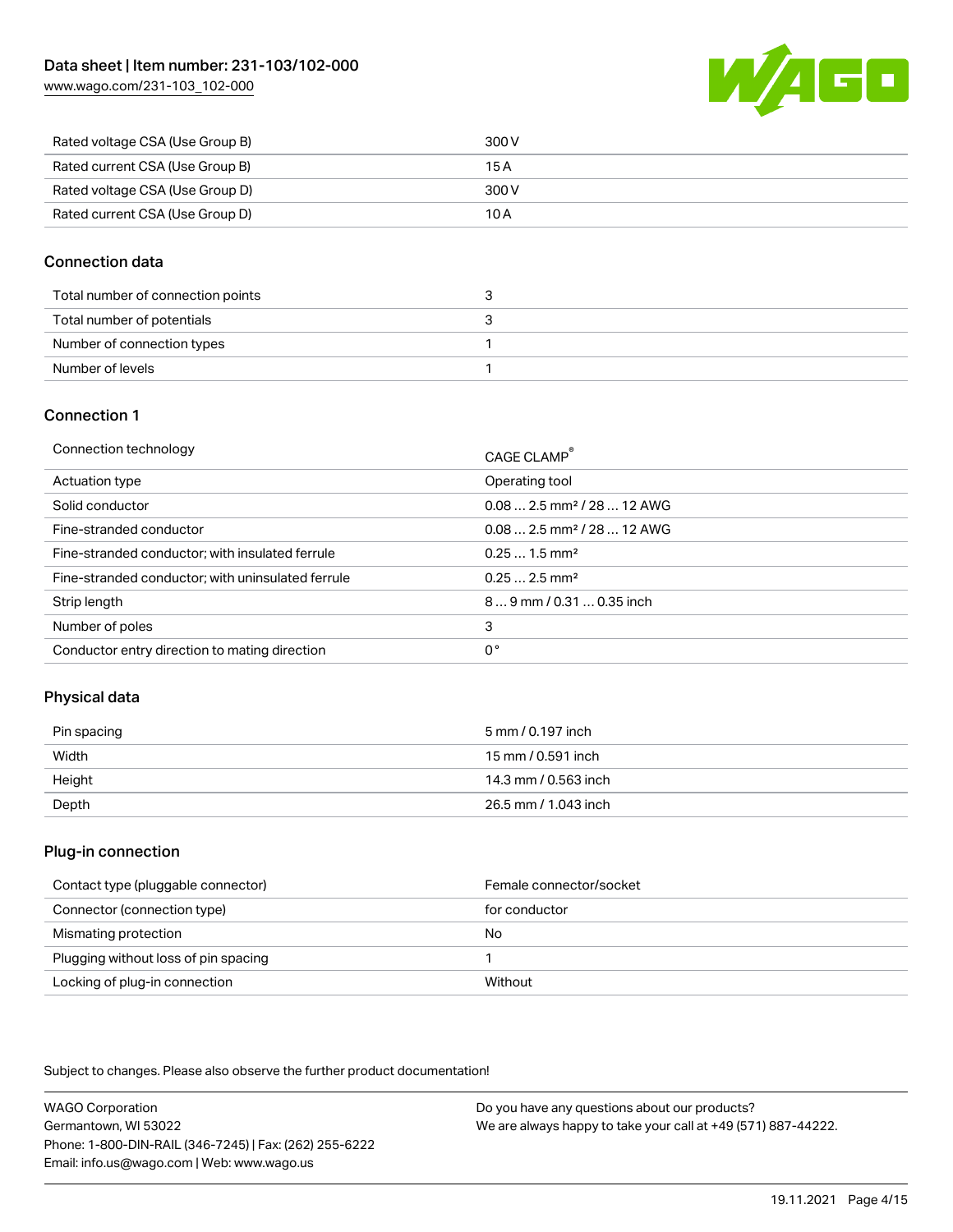| | |
|---|---|
| Rated voltage CSA (Use Group B) | 300 V |
| Rated current CSA (Use Group B) | 15 A |
| Rated voltage CSA (Use Group D) | 300 V |
| Rated current CSA (Use Group D) | 10 A |

## Connection data

| | |
|---|---|
| Total number of connection points | 3 |
| Total number of potentials | 3 |
| Number of connection types | 1 |
| Number of levels | 1 |

## Connection 1

| | |
|---|---|
| Connection technology | CAGE CLAMP® |
| Actuation type | Operating tool |
| Solid conductor | 0.08 … 2.5 mm² / 28 … 12 AWG |
| Fine-stranded conductor | 0.08 … 2.5 mm² / 28 … 12 AWG |
| Fine-stranded conductor; with insulated ferrule | 0.25 … 1.5 mm² |
| Fine-stranded conductor; with uninsulated ferrule | 0.25 … 2.5 mm² |
| Strip length | 8 … 9 mm / 0.31 … 0.35 inch |
| Number of poles | 3 |
| Conductor entry direction to mating direction | 0° |

## Physical data

| | |
|---|---|
| Pin spacing | 5 mm / 0.197 inch |
| Width | 15 mm / 0.591 inch |
| Height | 14.3 mm / 0.563 inch |
| Depth | 26.5 mm / 1.043 inch |

## Plug-in connection

| | |
|---|---|
| Contact type (pluggable connector) | Female connector/socket |
| Connector (connection type) | for conductor |
| Mismating protection | No |
| Plugging without loss of pin spacing | 1 |
| Locking of plug-in connection | Without |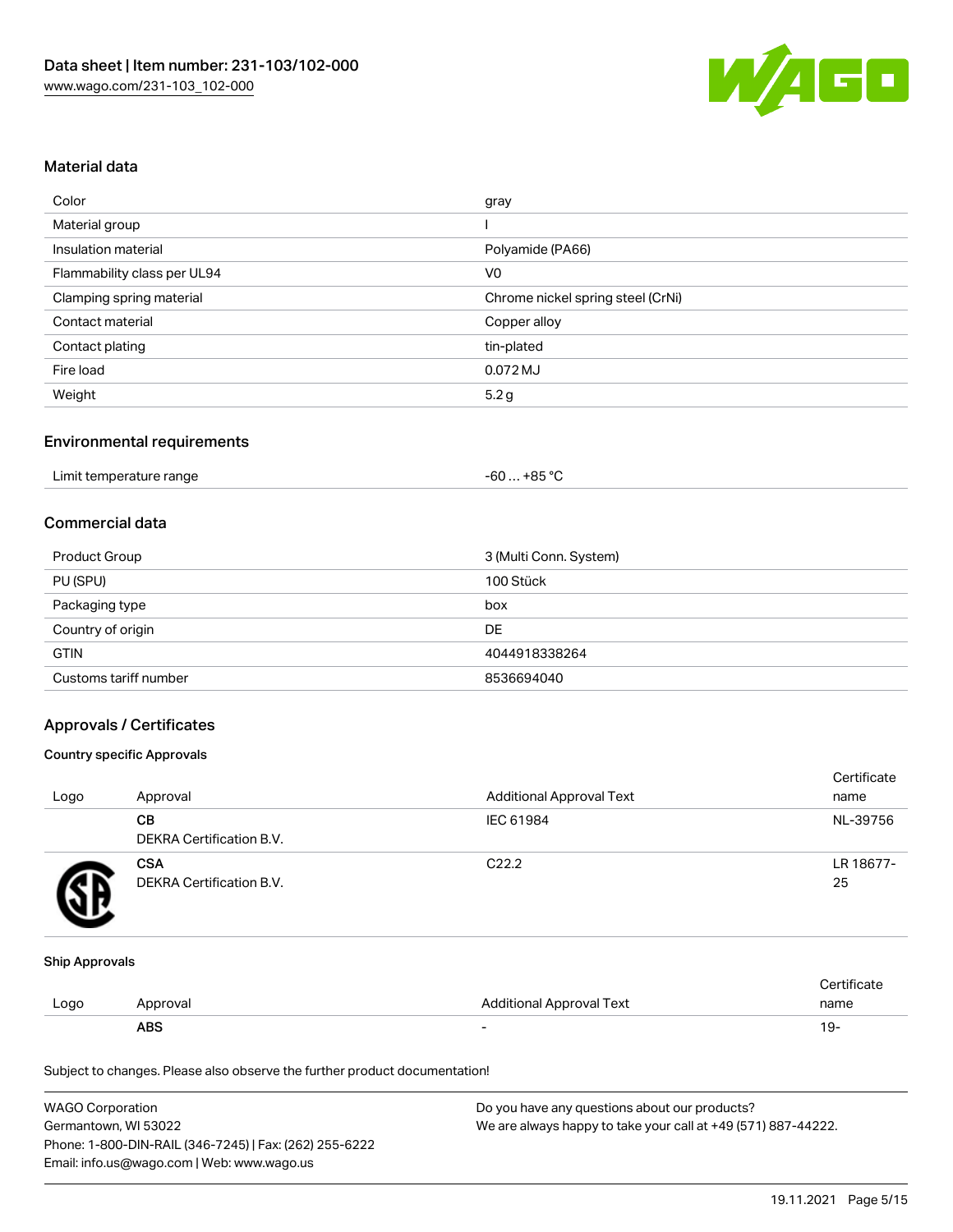## Material data

| | |
|---|---|
| Color | gray |
| Material group | I |
| Insulation material | Polyamide (PA66) |
| Flammability class per UL94 | V0 |
| Clamping spring material | Chrome nickel spring steel (CrNi) |
| Contact material | Copper alloy |
| Contact plating | tin-plated |
| Fire load | 0.072 MJ |
| Weight | 5.2 g |

## Environmental requirements

| | |
|---|---|
| Limit temperature range | -60 … +85 °C |

## Commercial data

| | |
|---|---|
| Product Group | 3 (Multi Conn. System) |
| PU (SPU) | 100 Stück |
| Packaging type | box |
| Country of origin | DE |
| GTIN | 4044918338264 |
| Customs tariff number | 8536694040 |

## Approvals / Certificates

### Country specific Approvals

| Logo | Approval | Additional Approval Text | Certificate name |
|---|---|---|---|
| | **CB** DEKRA Certification B.V. | IEC 61984 | NL-39756 |
| | **CSA** DEKRA Certification B.V. | C22.2 | LR 18677-25 |

### Ship Approvals

| Logo | Approval | Additional Approval Text | Certificate name |
|---|---|---|---|
| | **ABS** | - | 19- |

Subject to changes. Please also observe the further product documentation!

WAGO Corporation
Germantown, WI 53022
Phone: 1-800-DIN-RAIL (346-7245) | Fax: (262) 255-6222
Email: info.us@wago.com | Web: www.wago.us

Do you have any questions about our products?
We are always happy to take your call at +49 (571) 887-44222.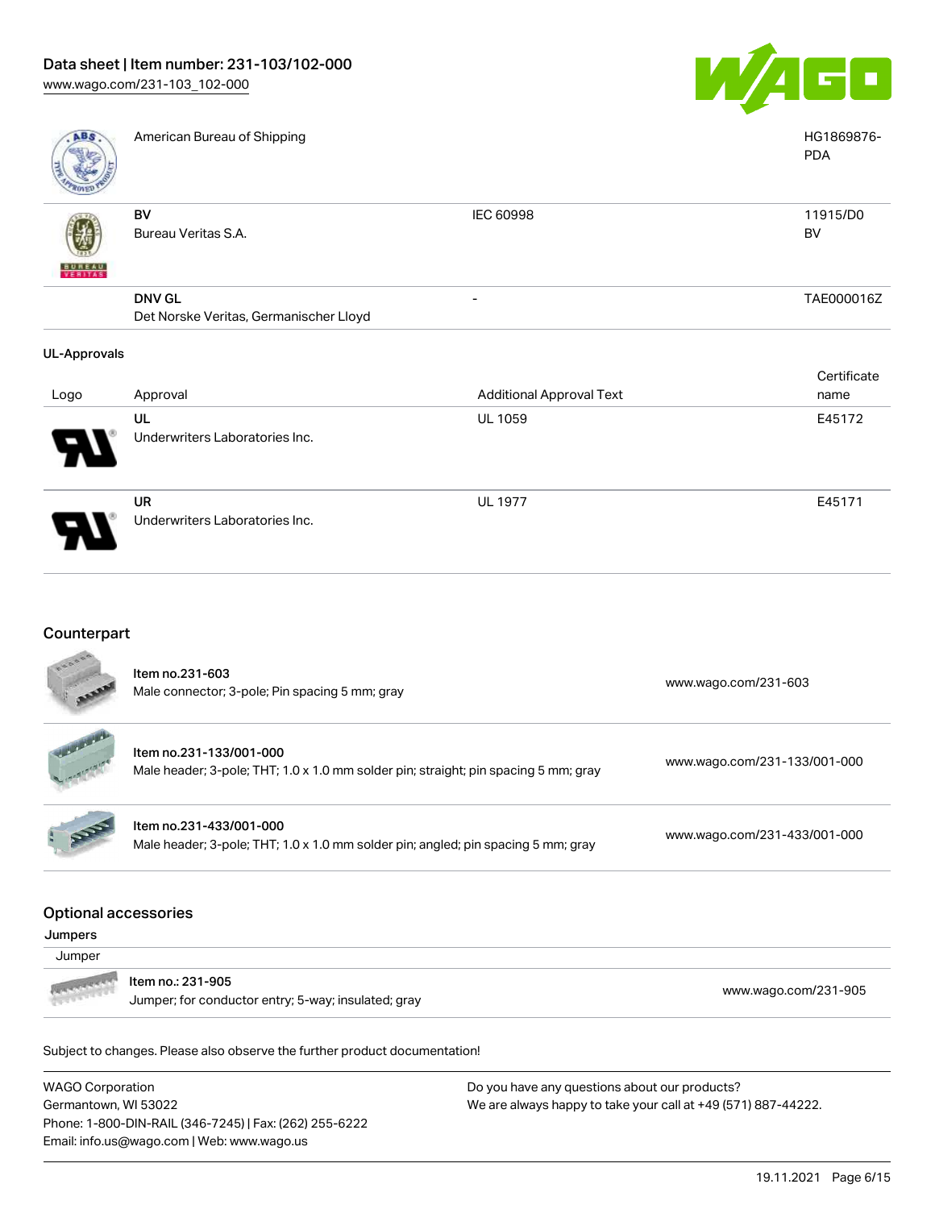| Logo | Approval | Additional Approval Text | Certificate name |
| --- | --- | --- | --- |
| | American Bureau of Shipping | | HG1869876-PDA |
| | BV<br>Bureau Veritas S.A. | IEC 60998 | 11915/D0 BV |
| | DNV GL<br>Det Norske Veritas, Germanischer Lloyd | - | TAE000016Z |

### UL-Approvals

| Logo | Approval | Additional Approval Text | Certificate name |
| --- | --- | --- | --- |
| | **UL**<br>Underwriters Laboratories Inc. | UL 1059 | E45172 |
| | **UR**<br>Underwriters Laboratories Inc. | UL 1977 | E45171 |

## Counterpart

| Item | Link |
| --- | --- |
| Item no.231-603<br>Male connector; 3-pole; Pin spacing 5 mm; gray | www.wago.com/231-603 |
| Item no.231-133/001-000<br>Male header; 3-pole; THT; 1.0 x 1.0 mm solder pin; straight; pin spacing 5 mm; gray | www.wago.com/231-133/001-000 |
| Item no.231-433/001-000<br>Male header; 3-pole; THT; 1.0 x 1.0 mm solder pin; angled; pin spacing 5 mm; gray | www.wago.com/231-433/001-000 |

## Optional accessories

### Jumpers

Jumper

| Item | Link |
| --- | --- |
| Item no.: 231-905<br>Jumper; for conductor entry; 5-way; insulated; gray | www.wago.com/231-905 |

Subject to changes. Please also observe the further product documentation!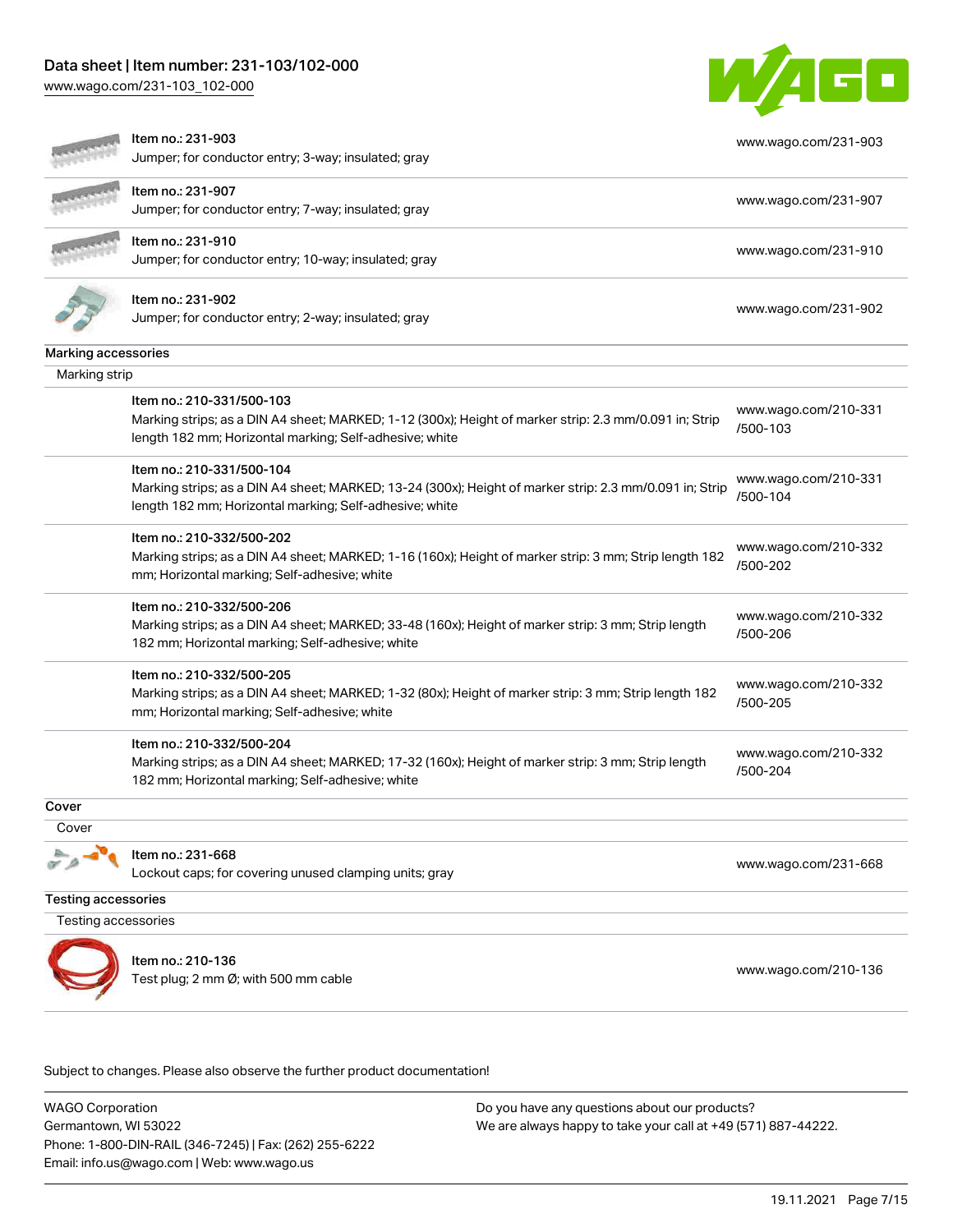| | | |
|---|---|---|
| | Item no.: 231-903<br>Jumper; for conductor entry; 3-way; insulated; gray | www.wago.com/231-903 |
| | Item no.: 231-907<br>Jumper; for conductor entry; 7-way; insulated; gray | www.wago.com/231-907 |
| | Item no.: 231-910<br>Jumper; for conductor entry; 10-way; insulated; gray | www.wago.com/231-910 |
| | Item no.: 231-902<br>Jumper; for conductor entry; 2-way; insulated; gray | www.wago.com/231-902 |

## Marking accessories

### Marking strip

| | | |
|---|---|---|
| | Item no.: 210-331/500-103<br>Marking strips; as a DIN A4 sheet; MARKED; 1-12 (300x); Height of marker strip: 2.3 mm/0.091 in; Strip length 182 mm; Horizontal marking; Self-adhesive; white | www.wago.com/210-331/500-103 |
| | Item no.: 210-331/500-104<br>Marking strips; as a DIN A4 sheet; MARKED; 13-24 (300x); Height of marker strip: 2.3 mm/0.091 in; Strip length 182 mm; Horizontal marking; Self-adhesive; white | www.wago.com/210-331/500-104 |
| | Item no.: 210-332/500-202<br>Marking strips; as a DIN A4 sheet; MARKED; 1-16 (160x); Height of marker strip: 3 mm; Strip length 182 mm; Horizontal marking; Self-adhesive; white | www.wago.com/210-332/500-202 |
| | Item no.: 210-332/500-206<br>Marking strips; as a DIN A4 sheet; MARKED; 33-48 (160x); Height of marker strip: 3 mm; Strip length 182 mm; Horizontal marking; Self-adhesive; white | www.wago.com/210-332/500-206 |
| | Item no.: 210-332/500-205<br>Marking strips; as a DIN A4 sheet; MARKED; 1-32 (80x); Height of marker strip: 3 mm; Strip length 182 mm; Horizontal marking; Self-adhesive; white | www.wago.com/210-332/500-205 |
| | Item no.: 210-332/500-204<br>Marking strips; as a DIN A4 sheet; MARKED; 17-32 (160x); Height of marker strip: 3 mm; Strip length 182 mm; Horizontal marking; Self-adhesive; white | www.wago.com/210-332/500-204 |

## Cover

### Cover

| | | |
|---|---|---|
| | Item no.: 231-668<br>Lockout caps; for covering unused clamping units; gray | www.wago.com/231-668 |

## Testing accessories

### Testing accessories

| | | |
|---|---|---|
| | Item no.: 210-136<br>Test plug; 2 mm Ø; with 500 mm cable | www.wago.com/210-136 |

Subject to changes. Please also observe the further product documentation!

WAGO Corporation
Germantown, WI 53022
Phone: 1-800-DIN-RAIL (346-7245) | Fax: (262) 255-6222
Email: info.us@wago.com | Web: www.wago.us

Do you have any questions about our products?
We are always happy to take your call at +49 (571) 887-44222.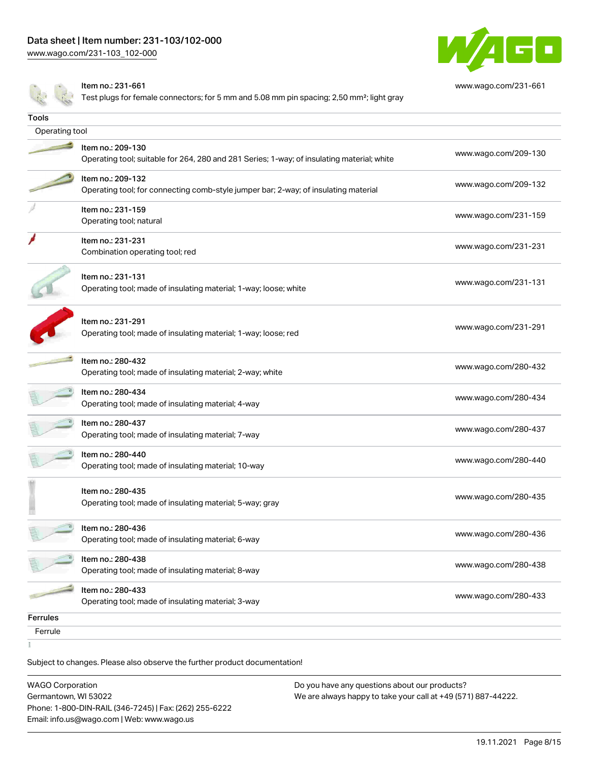| | |
|---|---|
| Item no.: 231-661<br>Test plugs for female connectors; for 5 mm and 5.08 mm pin spacing; 2,50 mm²; light gray | www.wago.com/231-661 |

## Tools

Operating tool

| | |
|---|---|
| Item no.: 209-130<br>Operating tool; suitable for 264, 280 and 281 Series; 1-way; of insulating material; white | www.wago.com/209-130 |
| Item no.: 209-132<br>Operating tool; for connecting comb-style jumper bar; 2-way; of insulating material | www.wago.com/209-132 |
| Item no.: 231-159<br>Operating tool; natural | www.wago.com/231-159 |
| Item no.: 231-231<br>Combination operating tool; red | www.wago.com/231-231 |
| Item no.: 231-131<br>Operating tool; made of insulating material; 1-way; loose; white | www.wago.com/231-131 |
| Item no.: 231-291<br>Operating tool; made of insulating material; 1-way; loose; red | www.wago.com/231-291 |
| Item no.: 280-432<br>Operating tool; made of insulating material; 2-way; white | www.wago.com/280-432 |
| Item no.: 280-434<br>Operating tool; made of insulating material; 4-way | www.wago.com/280-434 |
| Item no.: 280-437<br>Operating tool; made of insulating material; 7-way | www.wago.com/280-437 |
| Item no.: 280-440<br>Operating tool; made of insulating material; 10-way | www.wago.com/280-440 |
| Item no.: 280-435<br>Operating tool; made of insulating material; 5-way; gray | www.wago.com/280-435 |
| Item no.: 280-436<br>Operating tool; made of insulating material; 6-way | www.wago.com/280-436 |
| Item no.: 280-438<br>Operating tool; made of insulating material; 8-way | www.wago.com/280-438 |
| Item no.: 280-433<br>Operating tool; made of insulating material; 3-way | www.wago.com/280-433 |

## Ferrules

Ferrule

Subject to changes. Please also observe the further product documentation!

WAGO Corporation
Germantown, WI 53022
Phone: 1-800-DIN-RAIL (346-7245) | Fax: (262) 255-6222
Email: info.us@wago.com | Web: www.wago.us

Do you have any questions about our products?
We are always happy to take your call at +49 (571) 887-44222.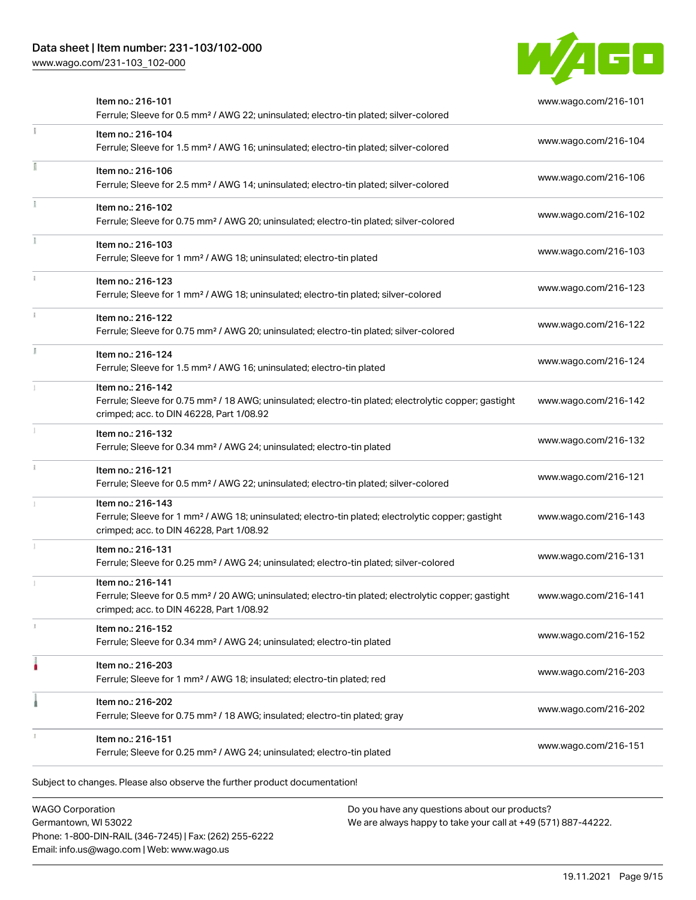| Item | Link |
| --- | --- |
| Item no.: 216-101<br>Ferrule; Sleeve for 0.5 mm² / AWG 22; uninsulated; electro-tin plated; silver-colored | www.wago.com/216-101 |
| Item no.: 216-104<br>Ferrule; Sleeve for 1.5 mm² / AWG 16; uninsulated; electro-tin plated; silver-colored | www.wago.com/216-104 |
| Item no.: 216-106<br>Ferrule; Sleeve for 2.5 mm² / AWG 14; uninsulated; electro-tin plated; silver-colored | www.wago.com/216-106 |
| Item no.: 216-102<br>Ferrule; Sleeve for 0.75 mm² / AWG 20; uninsulated; electro-tin plated; silver-colored | www.wago.com/216-102 |
| Item no.: 216-103<br>Ferrule; Sleeve for 1 mm² / AWG 18; uninsulated; electro-tin plated | www.wago.com/216-103 |
| Item no.: 216-123<br>Ferrule; Sleeve for 1 mm² / AWG 18; uninsulated; electro-tin plated; silver-colored | www.wago.com/216-123 |
| Item no.: 216-122<br>Ferrule; Sleeve for 0.75 mm² / AWG 20; uninsulated; electro-tin plated; silver-colored | www.wago.com/216-122 |
| Item no.: 216-124<br>Ferrule; Sleeve for 1.5 mm² / AWG 16; uninsulated; electro-tin plated | www.wago.com/216-124 |
| Item no.: 216-142<br>Ferrule; Sleeve for 0.75 mm² / 18 AWG; uninsulated; electro-tin plated; electrolytic copper; gastight crimped; acc. to DIN 46228, Part 1/08.92 | www.wago.com/216-142 |
| Item no.: 216-132<br>Ferrule; Sleeve for 0.34 mm² / AWG 24; uninsulated; electro-tin plated | www.wago.com/216-132 |
| Item no.: 216-121<br>Ferrule; Sleeve for 0.5 mm² / AWG 22; uninsulated; electro-tin plated; silver-colored | www.wago.com/216-121 |
| Item no.: 216-143<br>Ferrule; Sleeve for 1 mm² / AWG 18; uninsulated; electro-tin plated; electrolytic copper; gastight crimped; acc. to DIN 46228, Part 1/08.92 | www.wago.com/216-143 |
| Item no.: 216-131<br>Ferrule; Sleeve for 0.25 mm² / AWG 24; uninsulated; electro-tin plated; silver-colored | www.wago.com/216-131 |
| Item no.: 216-141<br>Ferrule; Sleeve for 0.5 mm² / 20 AWG; uninsulated; electro-tin plated; electrolytic copper; gastight crimped; acc. to DIN 46228, Part 1/08.92 | www.wago.com/216-141 |
| Item no.: 216-152<br>Ferrule; Sleeve for 0.34 mm² / AWG 24; uninsulated; electro-tin plated | www.wago.com/216-152 |
| Item no.: 216-203<br>Ferrule; Sleeve for 1 mm² / AWG 18; insulated; electro-tin plated; red | www.wago.com/216-203 |
| Item no.: 216-202<br>Ferrule; Sleeve for 0.75 mm² / 18 AWG; insulated; electro-tin plated; gray | www.wago.com/216-202 |
| Item no.: 216-151<br>Ferrule; Sleeve for 0.25 mm² / AWG 24; uninsulated; electro-tin plated | www.wago.com/216-151 |

Subject to changes. Please also observe the further product documentation!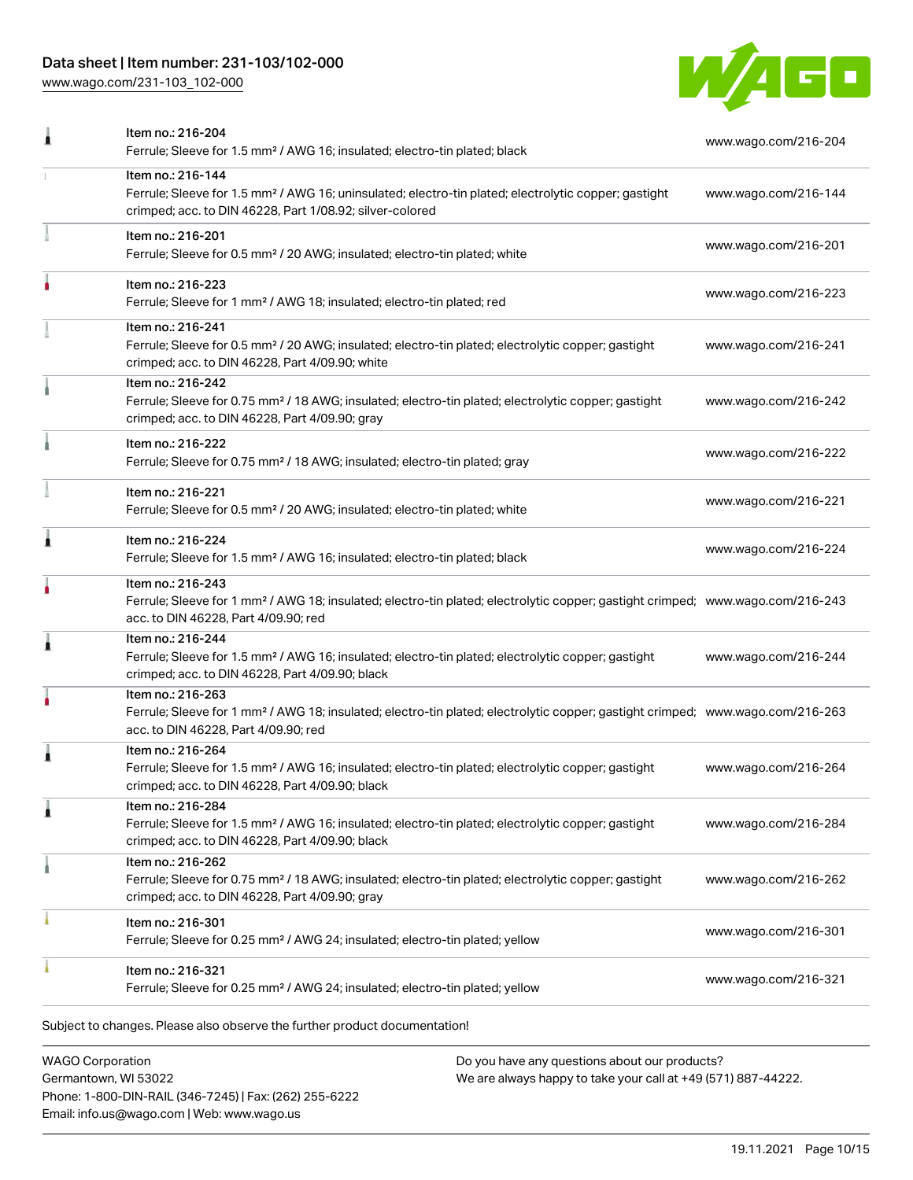| Item | Link |
| --- | --- |
| Item no.: 216-204<br>Ferrule; Sleeve for 1.5 mm² / AWG 16; insulated; electro-tin plated; black | www.wago.com/216-204 |
| Item no.: 216-144<br>Ferrule; Sleeve for 1.5 mm² / AWG 16; uninsulated; electro-tin plated; electrolytic copper; gastight crimped; acc. to DIN 46228, Part 1/08.92; silver-colored | www.wago.com/216-144 |
| Item no.: 216-201<br>Ferrule; Sleeve for 0.5 mm² / 20 AWG; insulated; electro-tin plated; white | www.wago.com/216-201 |
| Item no.: 216-223<br>Ferrule; Sleeve for 1 mm² / AWG 18; insulated; electro-tin plated; red | www.wago.com/216-223 |
| Item no.: 216-241<br>Ferrule; Sleeve for 0.5 mm² / 20 AWG; insulated; electro-tin plated; electrolytic copper; gastight crimped; acc. to DIN 46228, Part 4/09.90; white | www.wago.com/216-241 |
| Item no.: 216-242<br>Ferrule; Sleeve for 0.75 mm² / 18 AWG; insulated; electro-tin plated; electrolytic copper; gastight crimped; acc. to DIN 46228, Part 4/09.90; gray | www.wago.com/216-242 |
| Item no.: 216-222<br>Ferrule; Sleeve for 0.75 mm² / 18 AWG; insulated; electro-tin plated; gray | www.wago.com/216-222 |
| Item no.: 216-221<br>Ferrule; Sleeve for 0.5 mm² / 20 AWG; insulated; electro-tin plated; white | www.wago.com/216-221 |
| Item no.: 216-224<br>Ferrule; Sleeve for 1.5 mm² / AWG 16; insulated; electro-tin plated; black | www.wago.com/216-224 |
| Item no.: 216-243<br>Ferrule; Sleeve for 1 mm² / AWG 18; insulated; electro-tin plated; electrolytic copper; gastight crimped; acc. to DIN 46228, Part 4/09.90; red | www.wago.com/216-243 |
| Item no.: 216-244<br>Ferrule; Sleeve for 1.5 mm² / AWG 16; insulated; electro-tin plated; electrolytic copper; gastight crimped; acc. to DIN 46228, Part 4/09.90; black | www.wago.com/216-244 |
| Item no.: 216-263<br>Ferrule; Sleeve for 1 mm² / AWG 18; insulated; electro-tin plated; electrolytic copper; gastight crimped; acc. to DIN 46228, Part 4/09.90; red | www.wago.com/216-263 |
| Item no.: 216-264<br>Ferrule; Sleeve for 1.5 mm² / AWG 16; insulated; electro-tin plated; electrolytic copper; gastight crimped; acc. to DIN 46228, Part 4/09.90; black | www.wago.com/216-264 |
| Item no.: 216-284<br>Ferrule; Sleeve for 1.5 mm² / AWG 16; insulated; electro-tin plated; electrolytic copper; gastight crimped; acc. to DIN 46228, Part 4/09.90; black | www.wago.com/216-284 |
| Item no.: 216-262<br>Ferrule; Sleeve for 0.75 mm² / 18 AWG; insulated; electro-tin plated; electrolytic copper; gastight crimped; acc. to DIN 46228, Part 4/09.90; gray | www.wago.com/216-262 |
| Item no.: 216-301<br>Ferrule; Sleeve for 0.25 mm² / AWG 24; insulated; electro-tin plated; yellow | www.wago.com/216-301 |
| Item no.: 216-321<br>Ferrule; Sleeve for 0.25 mm² / AWG 24; insulated; electro-tin plated; yellow | www.wago.com/216-321 |

Subject to changes. Please also observe the further product documentation!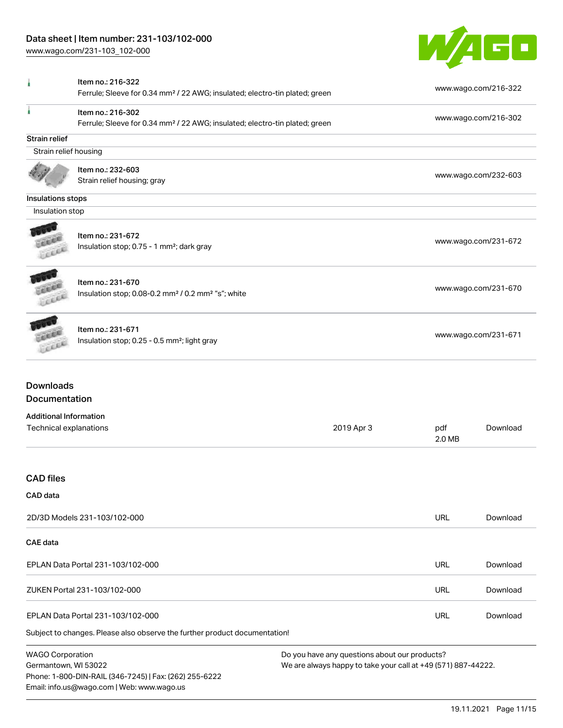| | | |
|---|---|---|
| | Item no.: 216-322<br>Ferrule; Sleeve for 0.34 mm² / 22 AWG; insulated; electro-tin plated; green | www.wago.com/216-322 |
| | Item no.: 216-302<br>Ferrule; Sleeve for 0.34 mm² / 22 AWG; insulated; electro-tin plated; green | www.wago.com/216-302 |

**Strain relief**

Strain relief housing

| | | |
|---|---|---|
| | Item no.: 232-603<br>Strain relief housing; gray | www.wago.com/232-603 |

**Insulations stops**

Insulation stop

| | | |
|---|---|---|
| | Item no.: 231-672<br>Insulation stop; 0.75 - 1 mm²; dark gray | www.wago.com/231-672 |
| | Item no.: 231-670<br>Insulation stop; 0.08-0.2 mm² / 0.2 mm² "s"; white | www.wago.com/231-670 |
| | Item no.: 231-671<br>Insulation stop; 0.25 - 0.5 mm²; light gray | www.wago.com/231-671 |

## Downloads
## Documentation

**Additional Information**

| | | | |
|---|---|---|---|
| Technical explanations | 2019 Apr 3 | pdf<br>2.0 MB | Download |

## CAD files

**CAD data**

| | | |
|---|---|---|
| 2D/3D Models 231-103/102-000 | URL | Download |

**CAE data**

| | | |
|---|---|---|
| EPLAN Data Portal 231-103/102-000 | URL | Download |
| ZUKEN Portal 231-103/102-000 | URL | Download |
| EPLAN Data Portal 231-103/102-000 | URL | Download |

Subject to changes. Please also observe the further product documentation!

WAGO Corporation
Germantown, WI 53022
Phone: 1-800-DIN-RAIL (346-7245) | Fax: (262) 255-6222
Email: info.us@wago.com | Web: www.wago.us

Do you have any questions about our products?
We are always happy to take your call at +49 (571) 887-44222.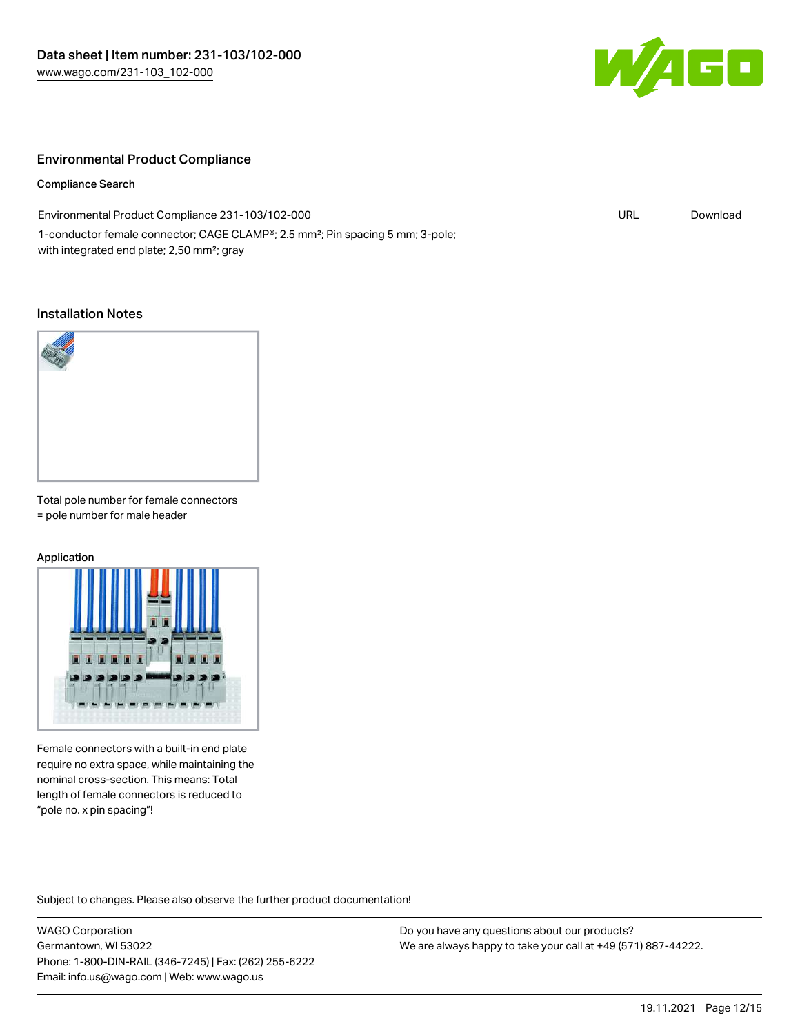## Environmental Product Compliance

### Compliance Search

| Environmental Product Compliance 231-103/102-000 | URL | Download |
| --- | --- | --- |
| 1-conductor female connector; CAGE CLAMP®; 2.5 mm²; Pin spacing 5 mm; 3-pole; with integrated end plate; 2,50 mm²; gray | | |

## Installation Notes

Total pole number for female connectors = pole number for male header

### Application

Female connectors with a built-in end plate require no extra space, while maintaining the nominal cross-section. This means: Total length of female connectors is reduced to "pole no. x pin spacing"!

Subject to changes. Please also observe the further product documentation!

WAGO Corporation
Germantown, WI 53022
Phone: 1-800-DIN-RAIL (346-7245) | Fax: (262) 255-6222
Email: info.us@wago.com | Web: www.wago.us

Do you have any questions about our products?
We are always happy to take your call at +49 (571) 887-44222.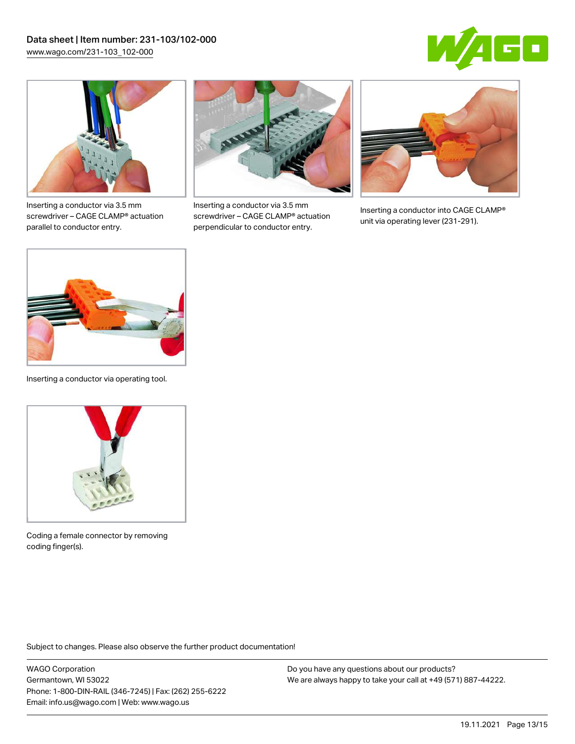Inserting a conductor via 3.5 mm screwdriver – CAGE CLAMP® actuation parallel to conductor entry.

Inserting a conductor via 3.5 mm screwdriver – CAGE CLAMP® actuation perpendicular to conductor entry.

Inserting a conductor into CAGE CLAMP® unit via operating lever (231-291).

Inserting a conductor via operating tool.

Coding a female connector by removing coding finger(s).

Subject to changes. Please also observe the further product documentation!

WAGO Corporation
Germantown, WI 53022
Phone: 1-800-DIN-RAIL (346-7245) | Fax: (262) 255-6222
Email: info.us@wago.com | Web: www.wago.us

Do you have any questions about our products?
We are always happy to take your call at +49 (571) 887-44222.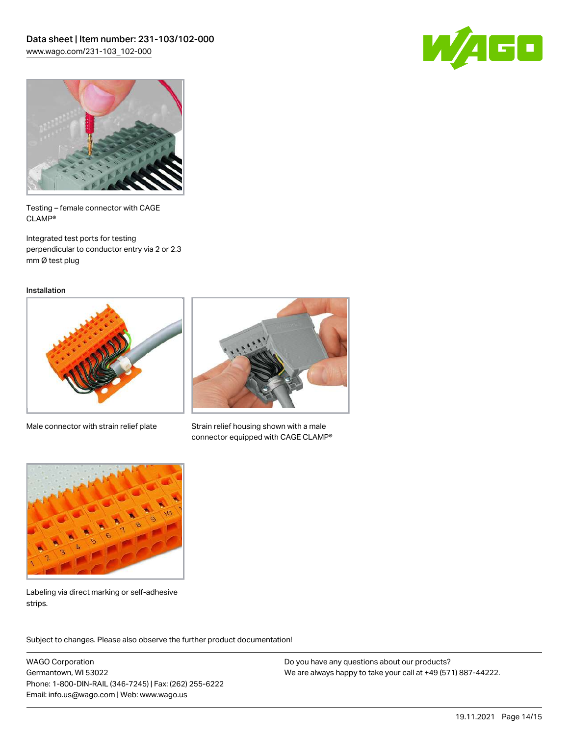Testing – female connector with CAGE CLAMP®

Integrated test ports for testing perpendicular to conductor entry via 2 or 2.3 mm Ø test plug

Installation

Male connector with strain relief plate

Strain relief housing shown with a male connector equipped with CAGE CLAMP®

Labeling via direct marking or self-adhesive strips.

Subject to changes. Please also observe the further product documentation!

WAGO Corporation
Germantown, WI 53022
Phone: 1-800-DIN-RAIL (346-7245) | Fax: (262) 255-6222
Email: info.us@wago.com | Web: www.wago.us

Do you have any questions about our products?
We are always happy to take your call at +49 (571) 887-44222.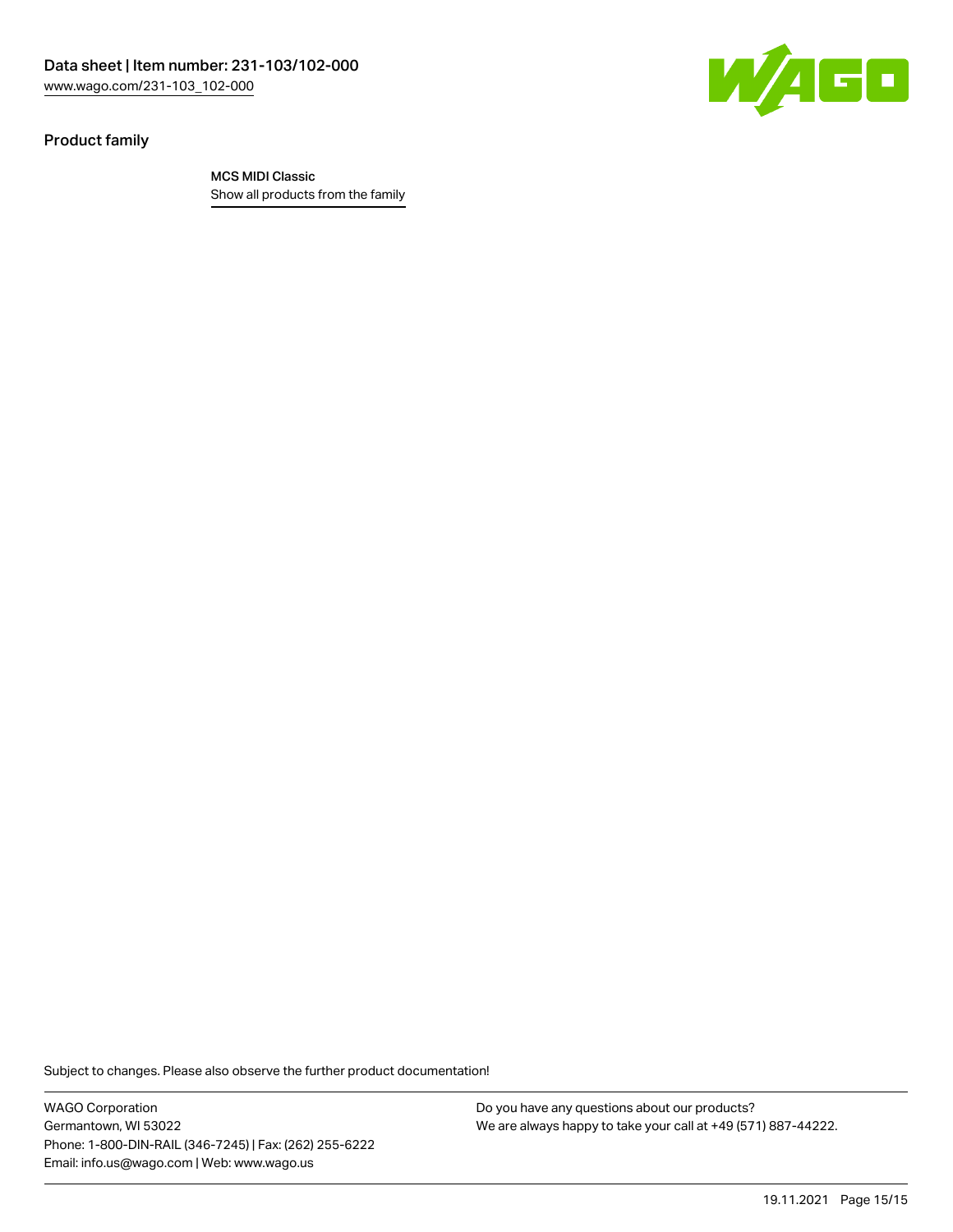## Product family

MCS MIDI Classic
Show all products from the family

Subject to changes. Please also observe the further product documentation!

WAGO Corporation
Germantown, WI 53022
Phone: 1-800-DIN-RAIL (346-7245) | Fax: (262) 255-6222
Email: info.us@wago.com | Web: www.wago.us

Do you have any questions about our products?
We are always happy to take your call at +49 (571) 887-44222.